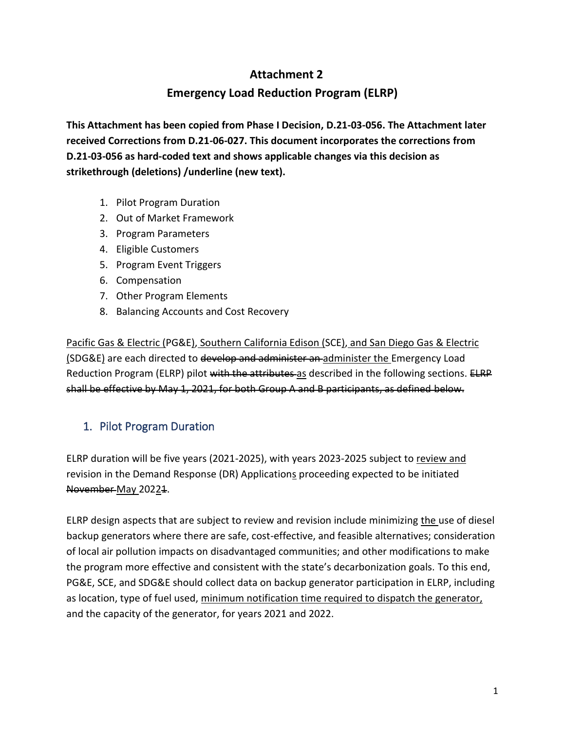# Attachment 2

# Emergency Load Reduction Program (ELRP)

**This Attachment has been copied from Phase I Decision, D.21-03-056. The Attachment later received Corrections from D.21-06-027. This document incorporates the corrections from D.21-03-056 as hard-coded text and shows applicable changes via this decision as strikethrough (deletions) /underline (new text).**

1. Pilot Program Duration
2. Out of Market Framework
3. Program Parameters
4. Eligible Customers
5. Program Event Triggers
6. Compensation
7. Other Program Elements
8. Balancing Accounts and Cost Recovery

<u>Pacific Gas & Electric (</u>PG&E<u>), Southern California Edison (</u>SCE<u>), and San Diego Gas & Electric (</u>SDG&E<u>)</u> are each directed to ~~develop and administer an~~ <u>administer the</u> Emergency Load Reduction Program (ELRP) pilot ~~with the attributes~~ <u>as</u> described in the following sections. ~~ELRP shall be effective by May 1, 2021, for both Group A and B participants, as defined below.~~

## 1. Pilot Program Duration

ELRP duration will be five years (2021-2025), with years 2023-2025 subject to <u>review and</u> revision in the Demand Response (DR) Application<u>s</u> proceeding expected to be initiated ~~November~~ <u>May</u> 202<u>2</u>~~1~~.

ELRP design aspects that are subject to review and revision include minimizing <u>the</u> use of diesel backup generators where there are safe, cost-effective, and feasible alternatives; consideration of local air pollution impacts on disadvantaged communities; and other modifications to make the program more effective and consistent with the state's decarbonization goals. To this end, PG&E, SCE, and SDG&E should collect data on backup generator participation in ELRP, including as location, type of fuel used, <u>minimum notification time required to dispatch the generator,</u> and the capacity of the generator, for years 2021 and 2022.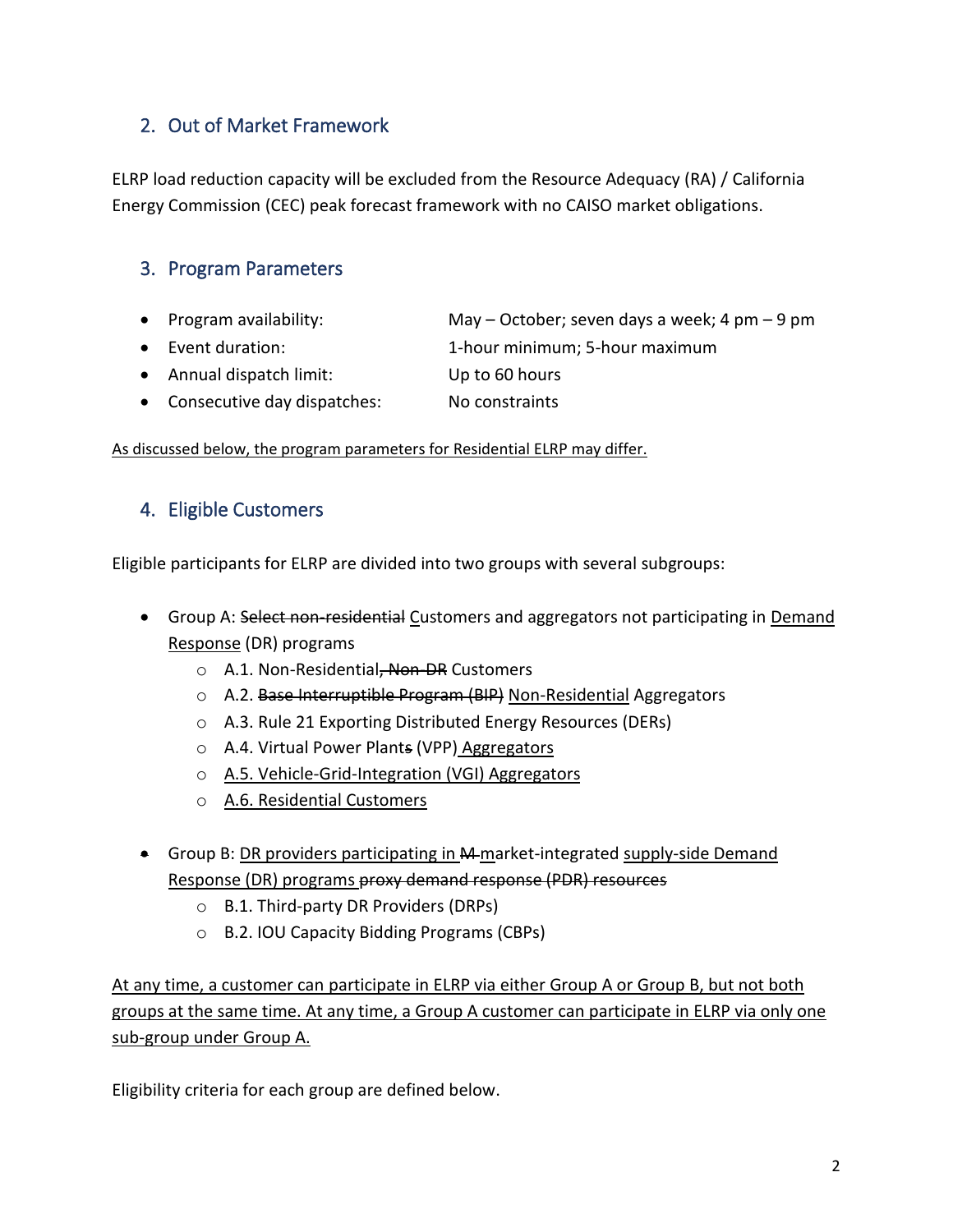## 2. Out of Market Framework

ELRP load reduction capacity will be excluded from the Resource Adequacy (RA) / California Energy Commission (CEC) peak forecast framework with no CAISO market obligations.

## 3. Program Parameters

- Program availability: May – October; seven days a week; 4 pm – 9 pm
- Event duration: 1-hour minimum; 5-hour maximum
- Annual dispatch limit: Up to 60 hours
- Consecutive day dispatches: No constraints

<u>As discussed below, the program parameters for Residential ELRP may differ.</u>

## 4. Eligible Customers

Eligible participants for ELRP are divided into two groups with several subgroups:

- Group A: ~~Select non-residential~~ <u>C</u>ustomers and aggregators not participating in <u>Demand Response</u> (DR) programs
  - A.1. Non-Residential~~, Non-DR~~ Customers
  - A.2. ~~Base Interruptible Program (BIP)~~ <u>Non-Residential</u> Aggregators
  - A.3. Rule 21 Exporting Distributed Energy Resources (DERs)
  - A.4. Virtual Power Plant~~s~~ (VPP)<u> Aggregators</u>
  - <u>A.5. Vehicle-Grid-Integration (VGI) Aggregators</u>
  - <u>A.6. Residential Customers</u>

- Group B: <u>DR providers participating in</u> ~~M~~ <u>m</u>arket-integrated <u>supply-side Demand Response (DR) programs</u> ~~proxy demand response (PDR) resources~~
  - B.1. Third-party DR Providers (DRPs)
  - B.2. IOU Capacity Bidding Programs (CBPs)

<u>At any time, a customer can participate in ELRP via either Group A or Group B, but not both groups at the same time. At any time, a Group A customer can participate in ELRP via only one sub-group under Group A.</u>

Eligibility criteria for each group are defined below.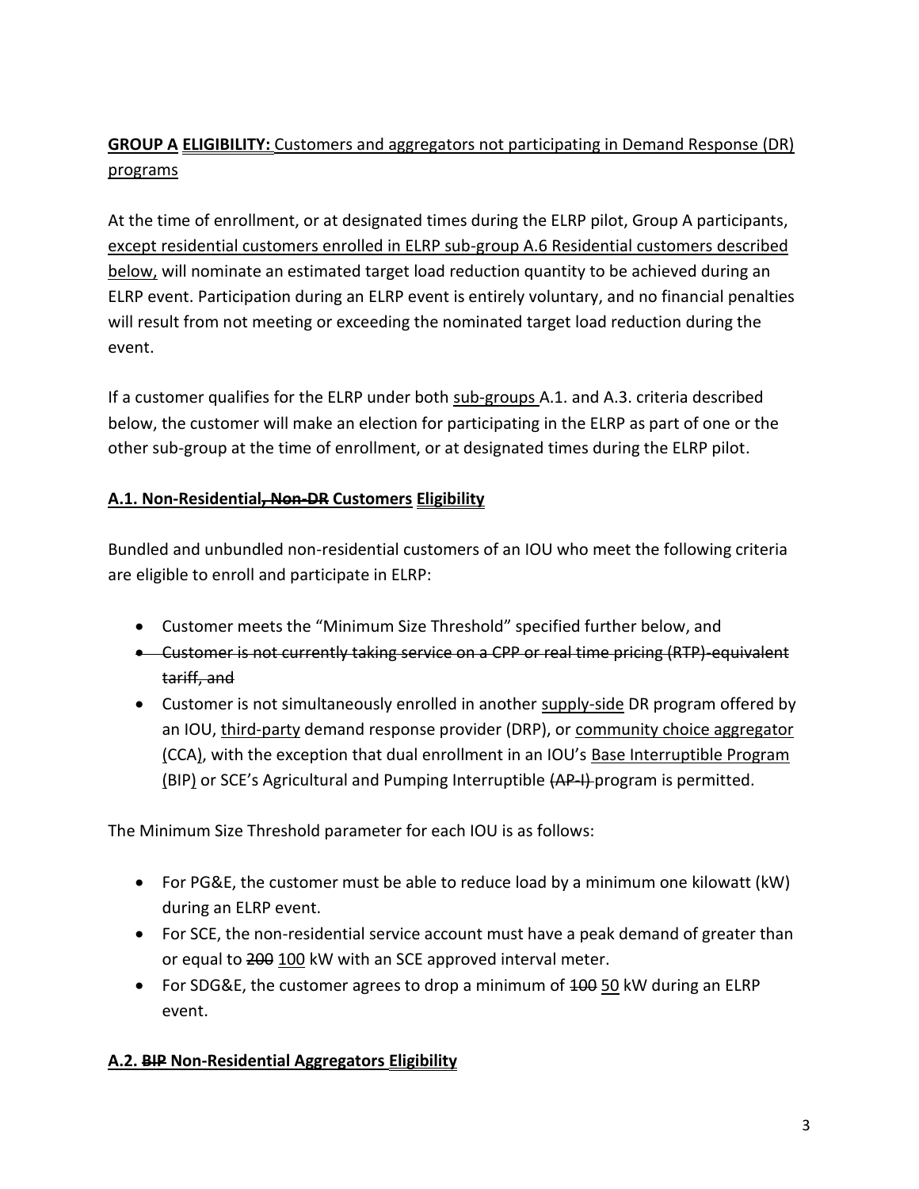**GROUP A ELIGIBILITY:** Customers and aggregators not participating in Demand Response (DR) programs

At the time of enrollment, or at designated times during the ELRP pilot, Group A participants, except residential customers enrolled in ELRP sub-group A.6 Residential customers described below, will nominate an estimated target load reduction quantity to be achieved during an ELRP event. Participation during an ELRP event is entirely voluntary, and no financial penalties will result from not meeting or exceeding the nominated target load reduction during the event.

If a customer qualifies for the ELRP under both sub-groups A.1. and A.3. criteria described below, the customer will make an election for participating in the ELRP as part of one or the other sub-group at the time of enrollment, or at designated times during the ELRP pilot.

**A.1. Non-Residential~~, Non-DR~~ Customers Eligibility**

Bundled and unbundled non-residential customers of an IOU who meet the following criteria are eligible to enroll and participate in ELRP:

- Customer meets the "Minimum Size Threshold" specified further below, and
- ~~Customer is not currently taking service on a CPP or real time pricing (RTP)-equivalent tariff, and~~
- Customer is not simultaneously enrolled in another supply-side DR program offered by an IOU, third-party demand response provider (DRP), or community choice aggregator (CCA), with the exception that dual enrollment in an IOU's Base Interruptible Program (BIP) or SCE's Agricultural and Pumping Interruptible ~~(AP-I)~~ program is permitted.

The Minimum Size Threshold parameter for each IOU is as follows:

- For PG&E, the customer must be able to reduce load by a minimum one kilowatt (kW) during an ELRP event.
- For SCE, the non-residential service account must have a peak demand of greater than or equal to ~~200~~ 100 kW with an SCE approved interval meter.
- For SDG&E, the customer agrees to drop a minimum of ~~100~~ 50 kW during an ELRP event.

**A.2. ~~BIP~~ Non-Residential Aggregators Eligibility**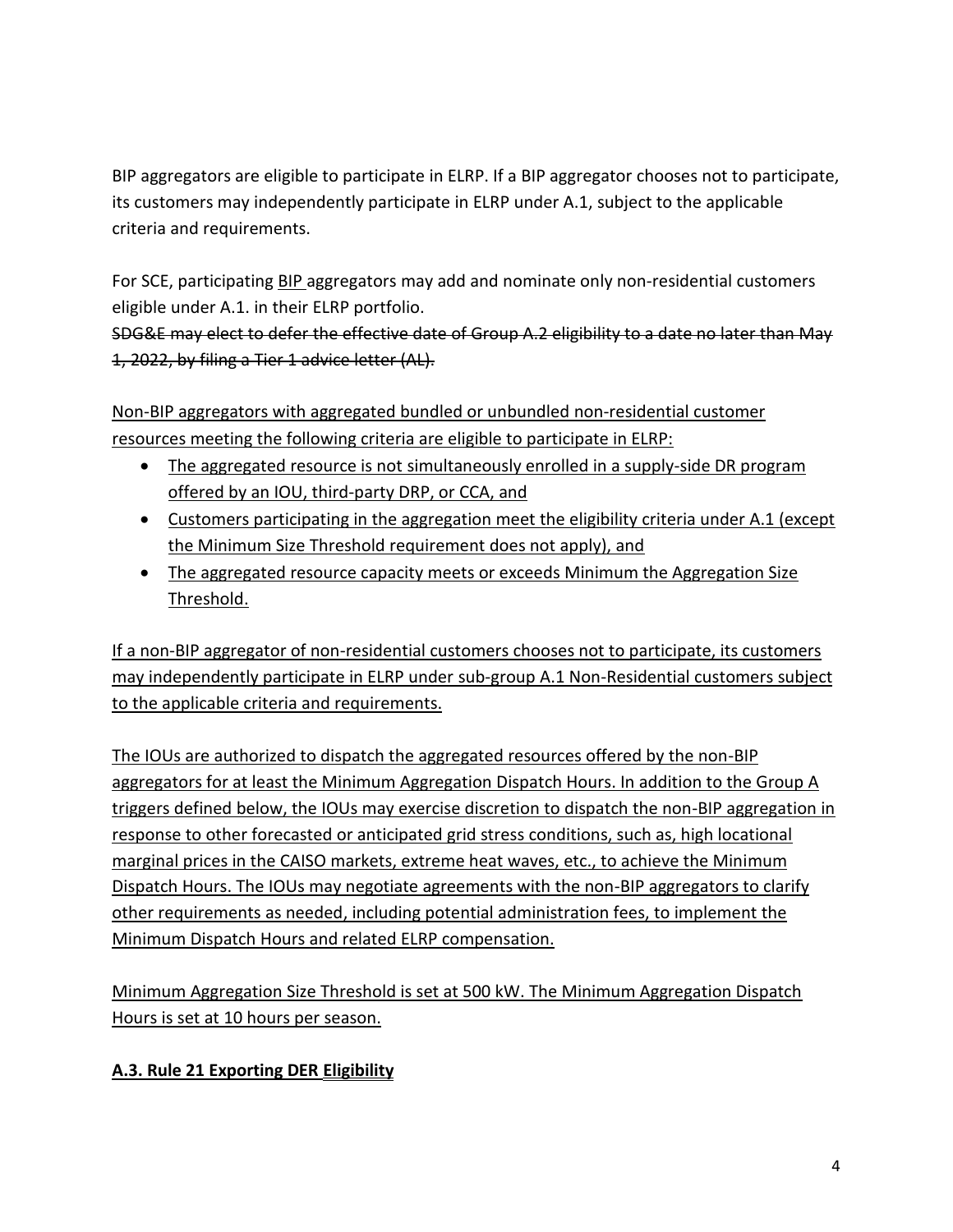BIP aggregators are eligible to participate in ELRP. If a BIP aggregator chooses not to participate, its customers may independently participate in ELRP under A.1, subject to the applicable criteria and requirements.

For SCE, participating <u>BIP</u> aggregators may add and nominate only non-residential customers eligible under A.1. in their ELRP portfolio.
~~SDG&E may elect to defer the effective date of Group A.2 eligibility to a date no later than May 1, 2022, by filing a Tier 1 advice letter (AL).~~

<u>Non-BIP aggregators with aggregated bundled or unbundled non-residential customer resources meeting the following criteria are eligible to participate in ELRP:</u>

- <u>The aggregated resource is not simultaneously enrolled in a supply-side DR program offered by an IOU, third-party DRP, or CCA, and</u>
- <u>Customers participating in the aggregation meet the eligibility criteria under A.1 (except the Minimum Size Threshold requirement does not apply), and</u>
- <u>The aggregated resource capacity meets or exceeds Minimum the Aggregation Size Threshold.</u>

<u>If a non-BIP aggregator of non-residential customers chooses not to participate, its customers may independently participate in ELRP under sub-group A.1 Non-Residential customers subject to the applicable criteria and requirements.</u>

<u>The IOUs are authorized to dispatch the aggregated resources offered by the non-BIP aggregators for at least the Minimum Aggregation Dispatch Hours. In addition to the Group A triggers defined below, the IOUs may exercise discretion to dispatch the non-BIP aggregation in response to other forecasted or anticipated grid stress conditions, such as, high locational marginal prices in the CAISO markets, extreme heat waves, etc., to achieve the Minimum Dispatch Hours. The IOUs may negotiate agreements with the non-BIP aggregators to clarify other requirements as needed, including potential administration fees, to implement the Minimum Dispatch Hours and related ELRP compensation.</u>

<u>Minimum Aggregation Size Threshold is set at 500 kW. The Minimum Aggregation Dispatch Hours is set at 10 hours per season.</u>

### <u>**A.3. Rule 21 Exporting DER Eligibility**</u>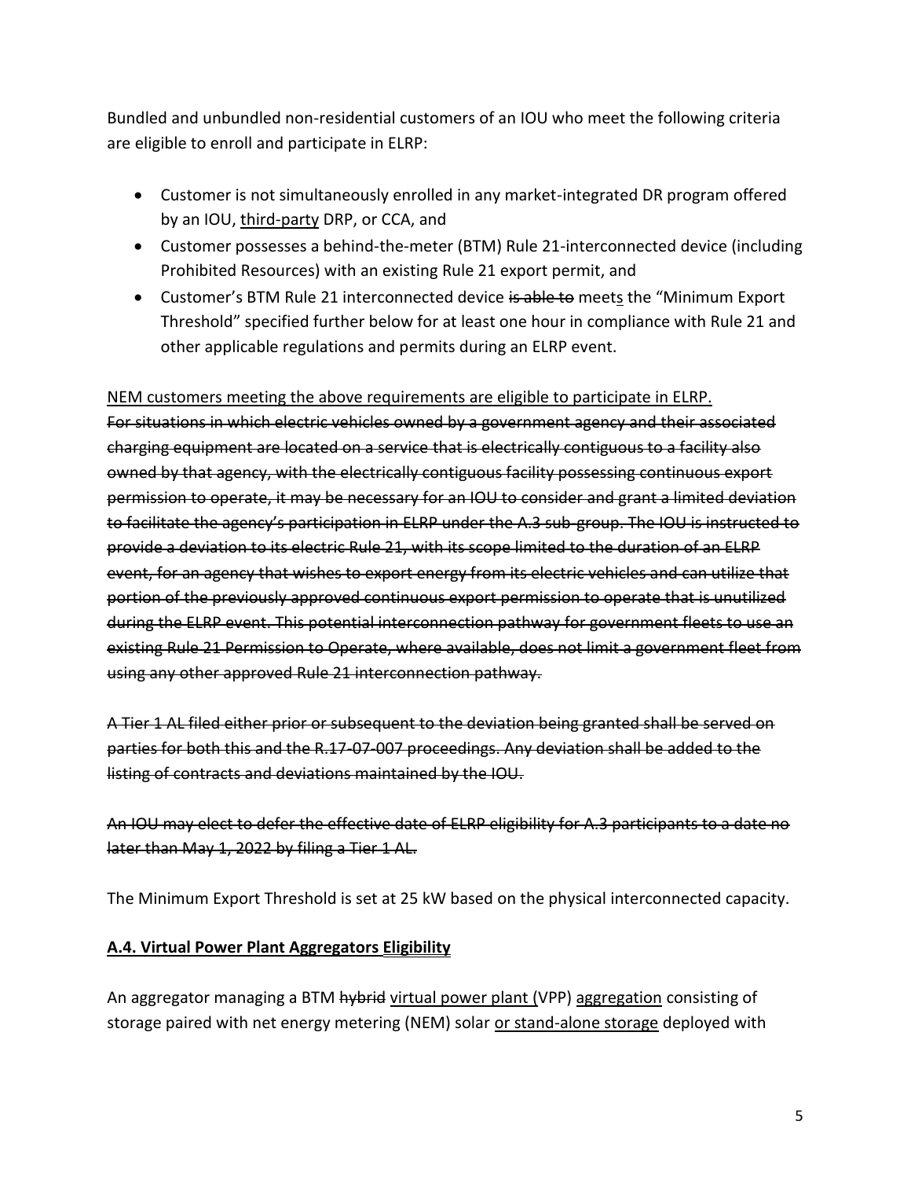Bundled and unbundled non-residential customers of an IOU who meet the following criteria are eligible to enroll and participate in ELRP:

- Customer is not simultaneously enrolled in any market-integrated DR program offered by an IOU, <u>third-party</u> DRP, or CCA, and
- Customer possesses a behind-the-meter (BTM) Rule 21-interconnected device (including Prohibited Resources) with an existing Rule 21 export permit, and
- Customer's BTM Rule 21 interconnected device ~~is able to~~ meet<u>s</u> the "Minimum Export Threshold" specified further below for at least one hour in compliance with Rule 21 and other applicable regulations and permits during an ELRP event.

<u>NEM customers meeting the above requirements are eligible to participate in ELRP.</u>
~~For situations in which electric vehicles owned by a government agency and their associated charging equipment are located on a service that is electrically contiguous to a facility also owned by that agency, with the electrically contiguous facility possessing continuous export permission to operate, it may be necessary for an IOU to consider and grant a limited deviation to facilitate the agency's participation in ELRP under the A.3 sub-group. The IOU is instructed to provide a deviation to its electric Rule 21, with its scope limited to the duration of an ELRP event, for an agency that wishes to export energy from its electric vehicles and can utilize that portion of the previously approved continuous export permission to operate that is unutilized during the ELRP event. This potential interconnection pathway for government fleets to use an existing Rule 21 Permission to Operate, where available, does not limit a government fleet from using any other approved Rule 21 interconnection pathway.~~

~~A Tier 1 AL filed either prior or subsequent to the deviation being granted shall be served on parties for both this and the R.17-07-007 proceedings. Any deviation shall be added to the listing of contracts and deviations maintained by the IOU.~~

~~An IOU may elect to defer the effective date of ELRP eligibility for A.3 participants to a date no later than May 1, 2022 by filing a Tier 1 AL.~~

The Minimum Export Threshold is set at 25 kW based on the physical interconnected capacity.

## <u>**A.4. Virtual Power Plant Aggregators Eligibility**</u>

An aggregator managing a BTM ~~hybrid~~ <u>virtual power plant (</u>VPP) <u>aggregation</u> consisting of storage paired with net energy metering (NEM) solar <u>or stand-alone storage</u> deployed with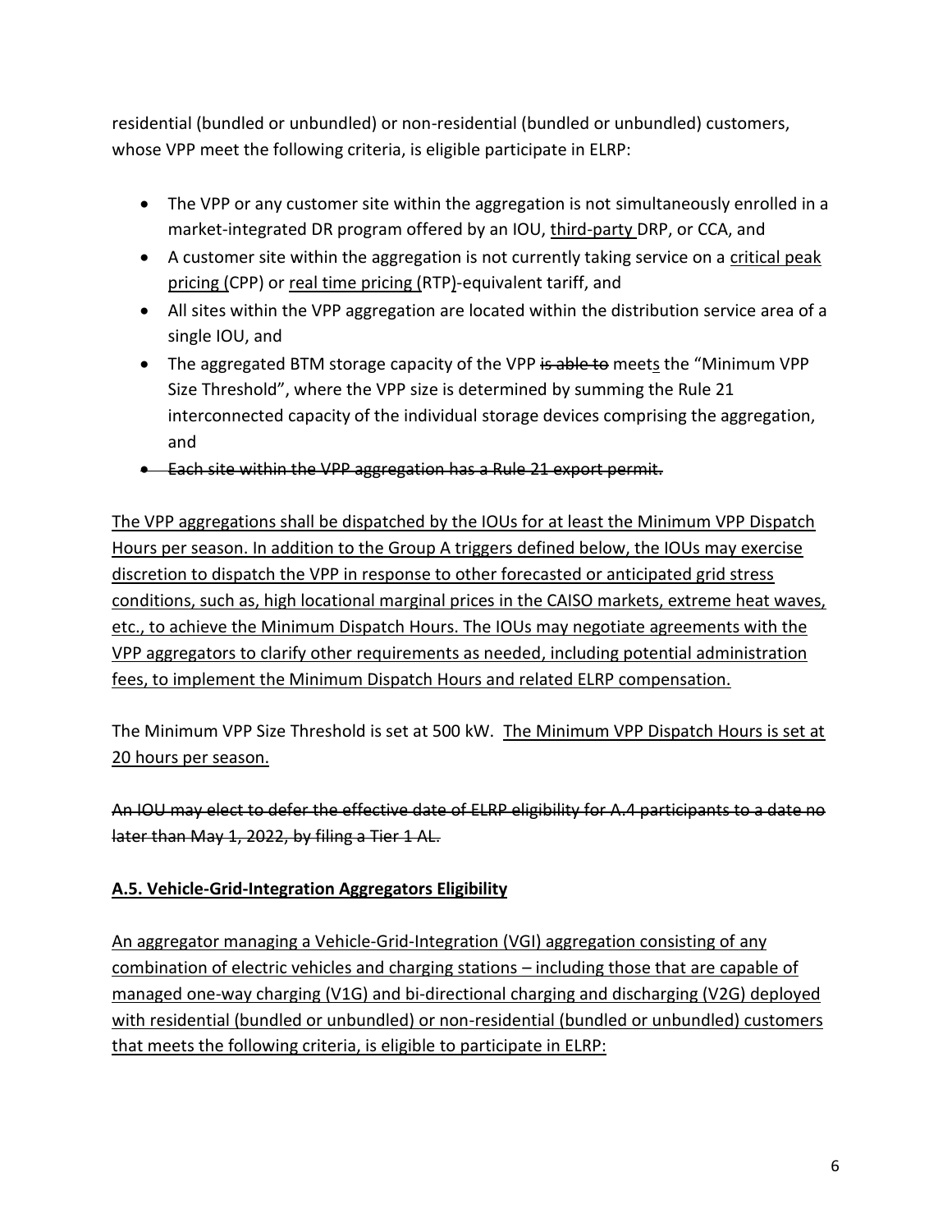residential (bundled or unbundled) or non-residential (bundled or unbundled) customers, whose VPP meet the following criteria, is eligible participate in ELRP:

- The VPP or any customer site within the aggregation is not simultaneously enrolled in a market-integrated DR program offered by an IOU, <u>third-party</u> DRP, or CCA, and
- A customer site within the aggregation is not currently taking service on a <u>critical peak pricing (</u>CPP) or <u>real time pricing (</u>RTP<u>)</u>-equivalent tariff, and
- All sites within the VPP aggregation are located within the distribution service area of a single IOU, and
- The aggregated BTM storage capacity of the VPP ~~is able to~~ meet<u>s</u> the "Minimum VPP Size Threshold", where the VPP size is determined by summing the Rule 21 interconnected capacity of the individual storage devices comprising the aggregation, and
- ~~Each site within the VPP aggregation has a Rule 21 export permit.~~

<u>The VPP aggregations shall be dispatched by the IOUs for at least the Minimum VPP Dispatch Hours per season. In addition to the Group A triggers defined below, the IOUs may exercise discretion to dispatch the VPP in response to other forecasted or anticipated grid stress conditions, such as, high locational marginal prices in the CAISO markets, extreme heat waves, etc., to achieve the Minimum Dispatch Hours. The IOUs may negotiate agreements with the VPP aggregators to clarify other requirements as needed, including potential administration fees, to implement the Minimum Dispatch Hours and related ELRP compensation.</u>

The Minimum VPP Size Threshold is set at 500 kW. <u>The Minimum VPP Dispatch Hours is set at 20 hours per season.</u>

~~An IOU may elect to defer the effective date of ELRP eligibility for A.4 participants to a date no later than May 1, 2022, by filing a Tier 1 AL.~~

**<u>A.5. Vehicle-Grid-Integration Aggregators Eligibility</u>**

<u>An aggregator managing a Vehicle-Grid-Integration (VGI) aggregation consisting of any combination of electric vehicles and charging stations – including those that are capable of managed one-way charging (V1G) and bi-directional charging and discharging (V2G) deployed with residential (bundled or unbundled) or non-residential (bundled or unbundled) customers that meets the following criteria, is eligible to participate in ELRP:</u>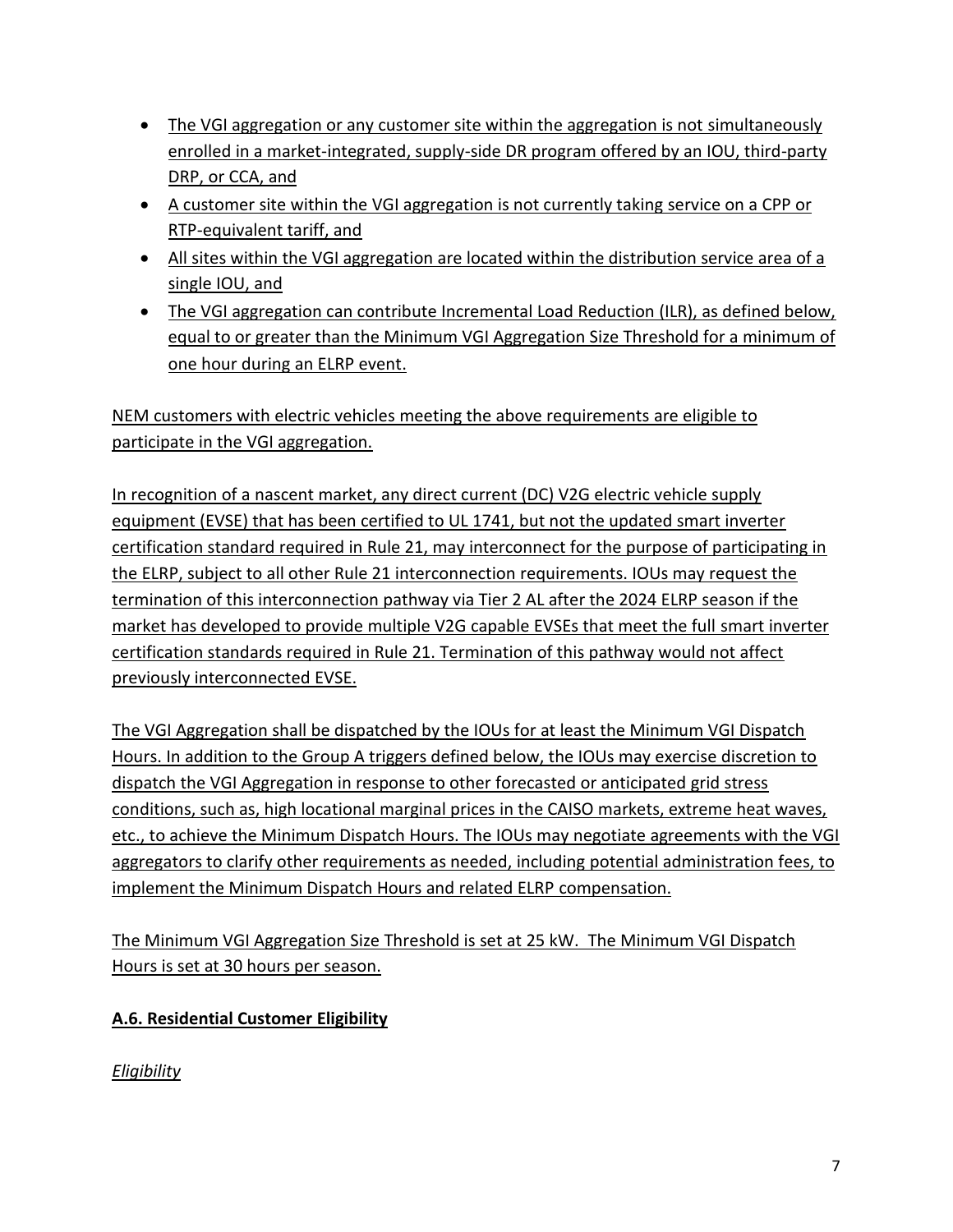- The VGI aggregation or any customer site within the aggregation is not simultaneously enrolled in a market-integrated, supply-side DR program offered by an IOU, third-party DRP, or CCA, and
- A customer site within the VGI aggregation is not currently taking service on a CPP or RTP-equivalent tariff, and
- All sites within the VGI aggregation are located within the distribution service area of a single IOU, and
- The VGI aggregation can contribute Incremental Load Reduction (ILR), as defined below, equal to or greater than the Minimum VGI Aggregation Size Threshold for a minimum of one hour during an ELRP event.

NEM customers with electric vehicles meeting the above requirements are eligible to participate in the VGI aggregation.

In recognition of a nascent market, any direct current (DC) V2G electric vehicle supply equipment (EVSE) that has been certified to UL 1741, but not the updated smart inverter certification standard required in Rule 21, may interconnect for the purpose of participating in the ELRP, subject to all other Rule 21 interconnection requirements. IOUs may request the termination of this interconnection pathway via Tier 2 AL after the 2024 ELRP season if the market has developed to provide multiple V2G capable EVSEs that meet the full smart inverter certification standards required in Rule 21. Termination of this pathway would not affect previously interconnected EVSE.

The VGI Aggregation shall be dispatched by the IOUs for at least the Minimum VGI Dispatch Hours. In addition to the Group A triggers defined below, the IOUs may exercise discretion to dispatch the VGI Aggregation in response to other forecasted or anticipated grid stress conditions, such as, high locational marginal prices in the CAISO markets, extreme heat waves, etc., to achieve the Minimum Dispatch Hours. The IOUs may negotiate agreements with the VGI aggregators to clarify other requirements as needed, including potential administration fees, to implement the Minimum Dispatch Hours and related ELRP compensation.

The Minimum VGI Aggregation Size Threshold is set at 25 kW. The Minimum VGI Dispatch Hours is set at 30 hours per season.

**A.6. Residential Customer Eligibility**

*Eligibility*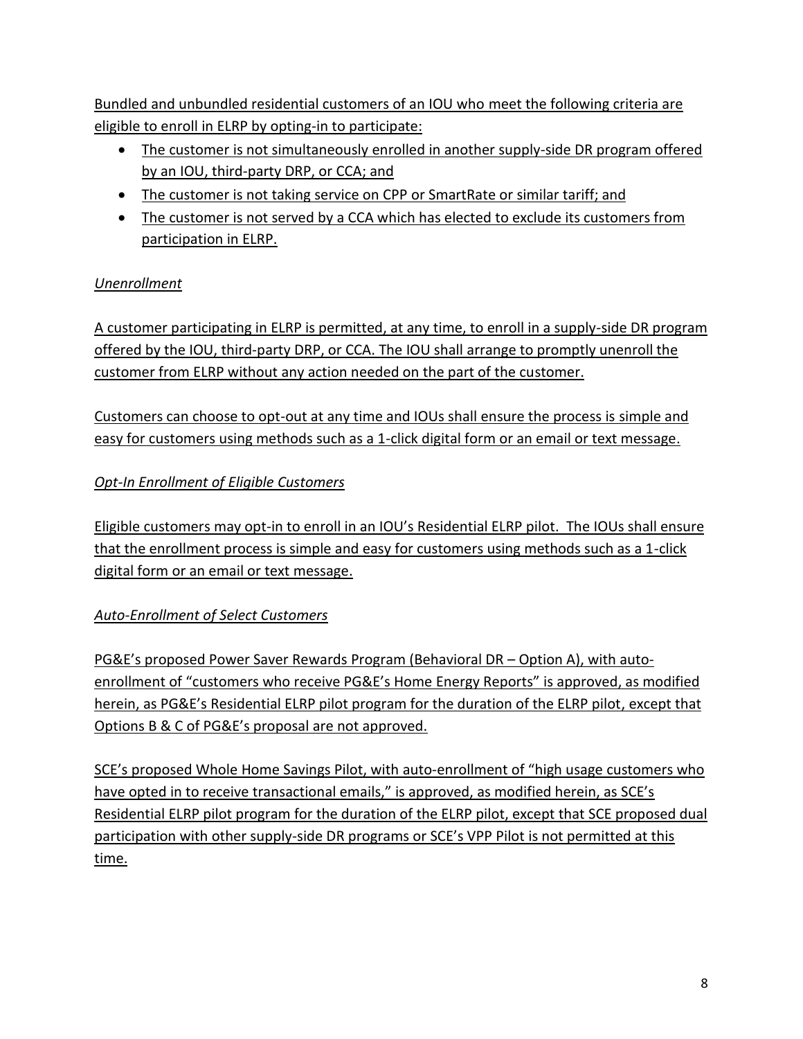Bundled and unbundled residential customers of an IOU who meet the following criteria are eligible to enroll in ELRP by opting-in to participate:

- The customer is not simultaneously enrolled in another supply-side DR program offered by an IOU, third-party DRP, or CCA; and
- The customer is not taking service on CPP or SmartRate or similar tariff; and
- The customer is not served by a CCA which has elected to exclude its customers from participation in ELRP.

*Unenrollment*

A customer participating in ELRP is permitted, at any time, to enroll in a supply-side DR program offered by the IOU, third-party DRP, or CCA. The IOU shall arrange to promptly unenroll the customer from ELRP without any action needed on the part of the customer.

Customers can choose to opt-out at any time and IOUs shall ensure the process is simple and easy for customers using methods such as a 1-click digital form or an email or text message.

*Opt-In Enrollment of Eligible Customers*

Eligible customers may opt-in to enroll in an IOU's Residential ELRP pilot. The IOUs shall ensure that the enrollment process is simple and easy for customers using methods such as a 1-click digital form or an email or text message.

*Auto-Enrollment of Select Customers*

PG&E's proposed Power Saver Rewards Program (Behavioral DR – Option A), with auto-enrollment of "customers who receive PG&E's Home Energy Reports" is approved, as modified herein, as PG&E's Residential ELRP pilot program for the duration of the ELRP pilot, except that Options B & C of PG&E's proposal are not approved.

SCE's proposed Whole Home Savings Pilot, with auto-enrollment of "high usage customers who have opted in to receive transactional emails," is approved, as modified herein, as SCE's Residential ELRP pilot program for the duration of the ELRP pilot, except that SCE proposed dual participation with other supply-side DR programs or SCE's VPP Pilot is not permitted at this time.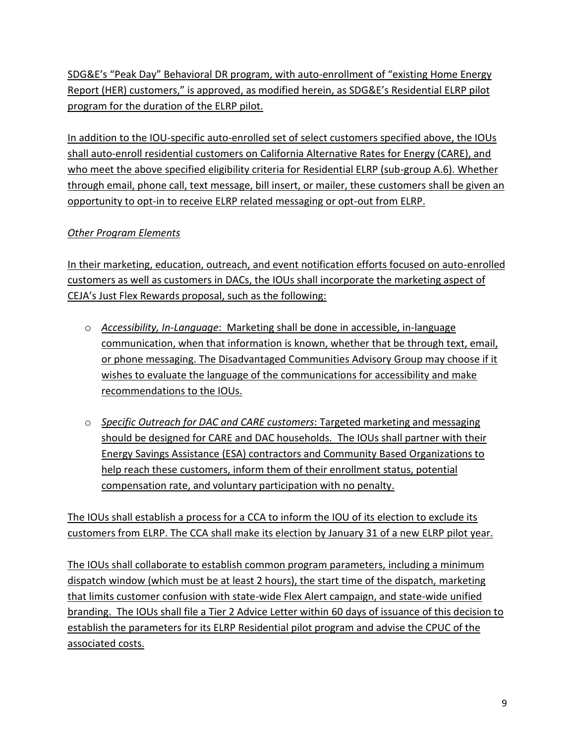SDG&E's "Peak Day" Behavioral DR program, with auto-enrollment of "existing Home Energy Report (HER) customers," is approved, as modified herein, as SDG&E's Residential ELRP pilot program for the duration of the ELRP pilot.

In addition to the IOU-specific auto-enrolled set of select customers specified above, the IOUs shall auto-enroll residential customers on California Alternative Rates for Energy (CARE), and who meet the above specified eligibility criteria for Residential ELRP (sub-group A.6). Whether through email, phone call, text message, bill insert, or mailer, these customers shall be given an opportunity to opt-in to receive ELRP related messaging or opt-out from ELRP.

*Other Program Elements*

In their marketing, education, outreach, and event notification efforts focused on auto-enrolled customers as well as customers in DACs, the IOUs shall incorporate the marketing aspect of CEJA's Just Flex Rewards proposal, such as the following:

- *Accessibility, In-Language*: Marketing shall be done in accessible, in-language communication, when that information is known, whether that be through text, email, or phone messaging. The Disadvantaged Communities Advisory Group may choose if it wishes to evaluate the language of the communications for accessibility and make recommendations to the IOUs.

- *Specific Outreach for DAC and CARE customers*: Targeted marketing and messaging should be designed for CARE and DAC households. The IOUs shall partner with their Energy Savings Assistance (ESA) contractors and Community Based Organizations to help reach these customers, inform them of their enrollment status, potential compensation rate, and voluntary participation with no penalty.

The IOUs shall establish a process for a CCA to inform the IOU of its election to exclude its customers from ELRP. The CCA shall make its election by January 31 of a new ELRP pilot year.

The IOUs shall collaborate to establish common program parameters, including a minimum dispatch window (which must be at least 2 hours), the start time of the dispatch, marketing that limits customer confusion with state-wide Flex Alert campaign, and state-wide unified branding. The IOUs shall file a Tier 2 Advice Letter within 60 days of issuance of this decision to establish the parameters for its ELRP Residential pilot program and advise the CPUC of the associated costs.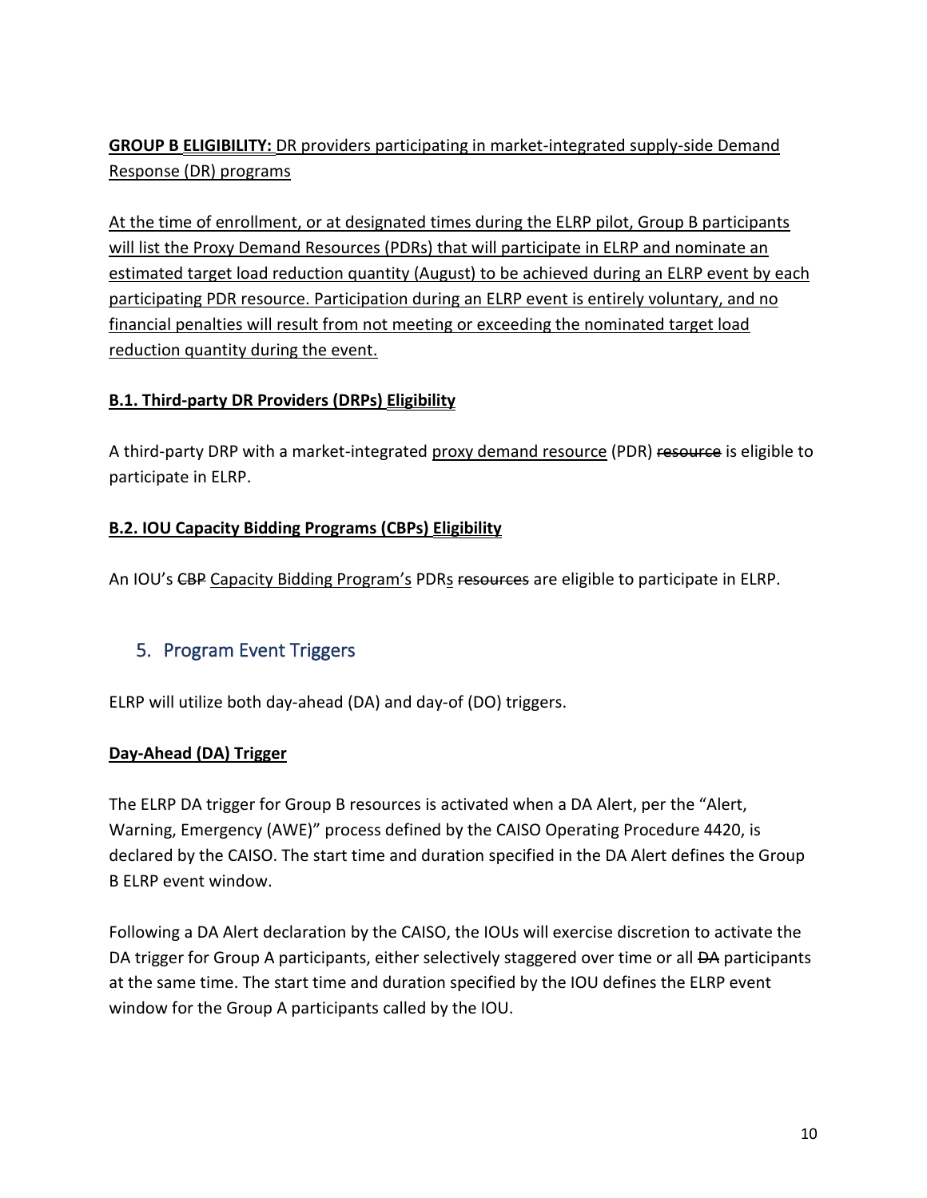**GROUP B ELIGIBILITY:** DR providers participating in market-integrated supply-side Demand Response (DR) programs

At the time of enrollment, or at designated times during the ELRP pilot, Group B participants will list the Proxy Demand Resources (PDRs) that will participate in ELRP and nominate an estimated target load reduction quantity (August) to be achieved during an ELRP event by each participating PDR resource. Participation during an ELRP event is entirely voluntary, and no financial penalties will result from not meeting or exceeding the nominated target load reduction quantity during the event.

**B.1. Third-party DR Providers (DRPs) Eligibility**

A third-party DRP with a market-integrated proxy demand resource (PDR) ~~resource~~ is eligible to participate in ELRP.

**B.2. IOU Capacity Bidding Programs (CBPs) Eligibility**

An IOU's ~~CBP~~ Capacity Bidding Program's PDRs ~~resources~~ are eligible to participate in ELRP.

## 5. Program Event Triggers

ELRP will utilize both day-ahead (DA) and day-of (DO) triggers.

**Day-Ahead (DA) Trigger**

The ELRP DA trigger for Group B resources is activated when a DA Alert, per the "Alert, Warning, Emergency (AWE)" process defined by the CAISO Operating Procedure 4420, is declared by the CAISO. The start time and duration specified in the DA Alert defines the Group B ELRP event window.

Following a DA Alert declaration by the CAISO, the IOUs will exercise discretion to activate the DA trigger for Group A participants, either selectively staggered over time or all ~~DA~~ participants at the same time. The start time and duration specified by the IOU defines the ELRP event window for the Group A participants called by the IOU.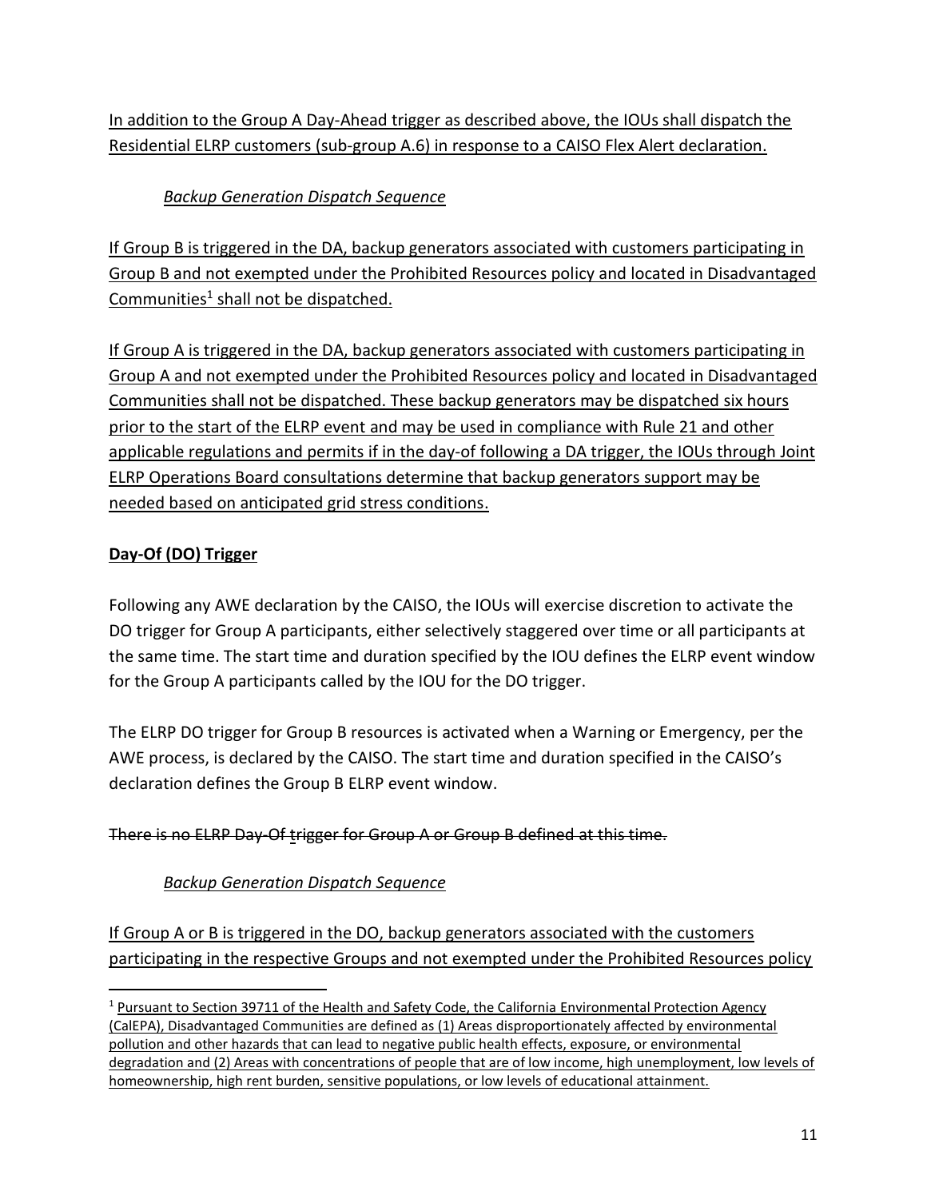In addition to the Group A Day-Ahead trigger as described above, the IOUs shall dispatch the Residential ELRP customers (sub-group A.6) in response to a CAISO Flex Alert declaration.

*Backup Generation Dispatch Sequence*

If Group B is triggered in the DA, backup generators associated with customers participating in Group B and not exempted under the Prohibited Resources policy and located in Disadvantaged Communities[1] shall not be dispatched.

If Group A is triggered in the DA, backup generators associated with customers participating in Group A and not exempted under the Prohibited Resources policy and located in Disadvantaged Communities shall not be dispatched. These backup generators may be dispatched six hours prior to the start of the ELRP event and may be used in compliance with Rule 21 and other applicable regulations and permits if in the day-of following a DA trigger, the IOUs through Joint ELRP Operations Board consultations determine that backup generators support may be needed based on anticipated grid stress conditions.

**Day-Of (DO) Trigger**

Following any AWE declaration by the CAISO, the IOUs will exercise discretion to activate the DO trigger for Group A participants, either selectively staggered over time or all participants at the same time. The start time and duration specified by the IOU defines the ELRP event window for the Group A participants called by the IOU for the DO trigger.

The ELRP DO trigger for Group B resources is activated when a Warning or Emergency, per the AWE process, is declared by the CAISO. The start time and duration specified in the CAISO's declaration defines the Group B ELRP event window.

~~There is no ELRP Day-Of trigger for Group A or Group B defined at this time.~~

*Backup Generation Dispatch Sequence*

If Group A or B is triggered in the DO, backup generators associated with the customers participating in the respective Groups and not exempted under the Prohibited Resources policy

[1] Pursuant to Section 39711 of the Health and Safety Code, the California Environmental Protection Agency (CalEPA), Disadvantaged Communities are defined as (1) Areas disproportionately affected by environmental pollution and other hazards that can lead to negative public health effects, exposure, or environmental degradation and (2) Areas with concentrations of people that are of low income, high unemployment, low levels of homeownership, high rent burden, sensitive populations, or low levels of educational attainment.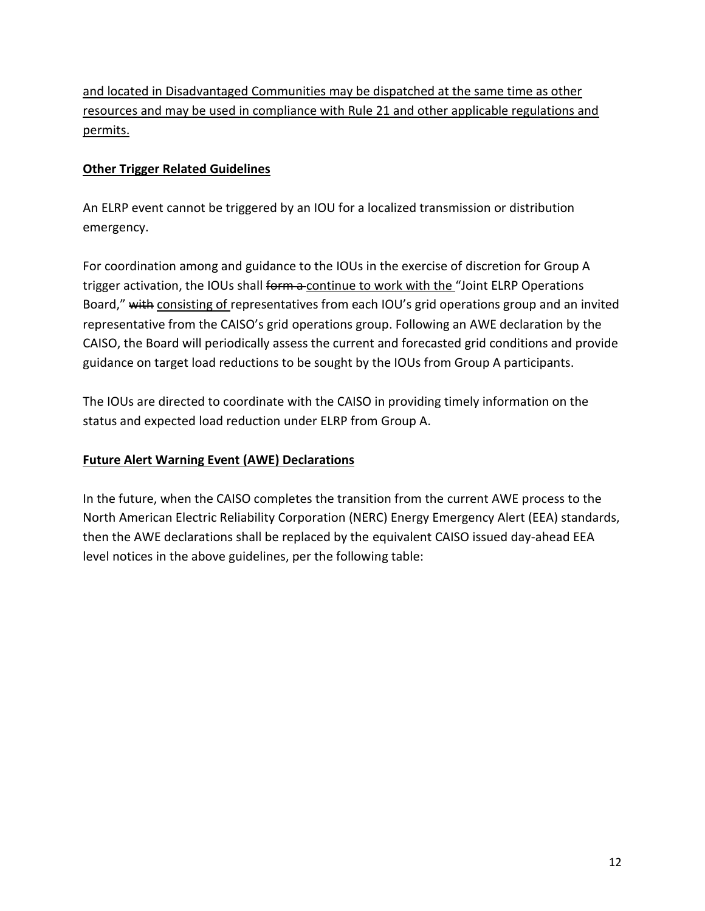<u>and located in Disadvantaged Communities may be dispatched at the same time as other resources and may be used in compliance with Rule 21 and other applicable regulations and permits.</u>

**<u>Other Trigger Related Guidelines</u>**

An ELRP event cannot be triggered by an IOU for a localized transmission or distribution emergency.

For coordination among and guidance to the IOUs in the exercise of discretion for Group A trigger activation, the IOUs shall ~~form a~~ <u>continue to work with the</u> "Joint ELRP Operations Board," ~~with~~ <u>consisting of</u> representatives from each IOU's grid operations group and an invited representative from the CAISO's grid operations group. Following an AWE declaration by the CAISO, the Board will periodically assess the current and forecasted grid conditions and provide guidance on target load reductions to be sought by the IOUs from Group A participants.

The IOUs are directed to coordinate with the CAISO in providing timely information on the status and expected load reduction under ELRP from Group A.

**<u>Future Alert Warning Event (AWE) Declarations</u>**

In the future, when the CAISO completes the transition from the current AWE process to the North American Electric Reliability Corporation (NERC) Energy Emergency Alert (EEA) standards, then the AWE declarations shall be replaced by the equivalent CAISO issued day-ahead EEA level notices in the above guidelines, per the following table: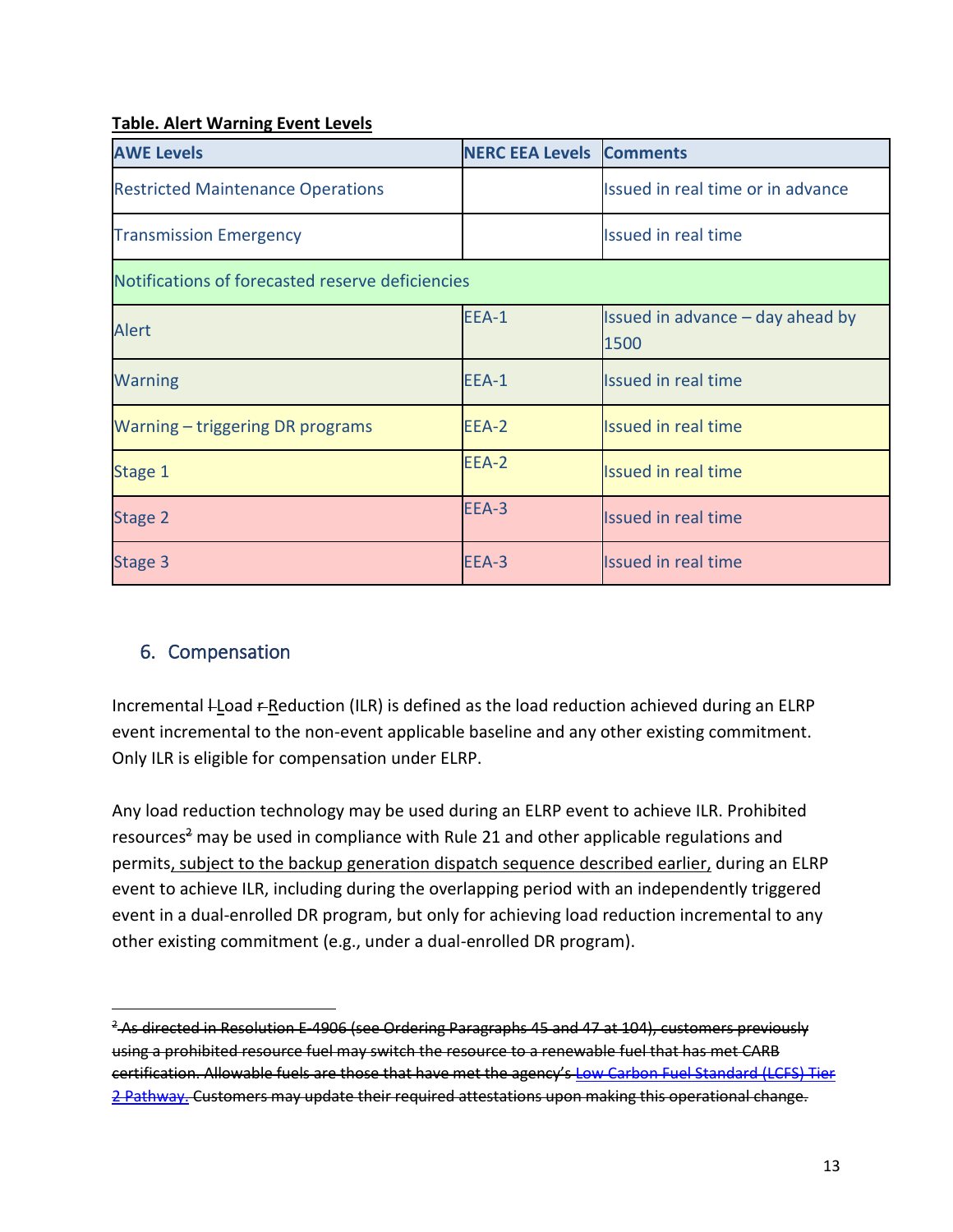**Table. Alert Warning Event Levels**

| AWE Levels | NERC EEA Levels | Comments |
|---|---|---|
| Restricted Maintenance Operations | | Issued in real time or in advance |
| Transmission Emergency | | Issued in real time |
| Notifications of forecasted reserve deficiencies | | |
| Alert | EEA-1 | Issued in advance – day ahead by 1500 |
| Warning | EEA-1 | Issued in real time |
| Warning – triggering DR programs | EEA-2 | Issued in real time |
| Stage 1 | EEA-2 | Issued in real time |
| Stage 2 | EEA-3 | Issued in real time |
| Stage 3 | EEA-3 | Issued in real time |

## 6. Compensation

Incremental ~~l~~ Load ~~r~~ Reduction (ILR) is defined as the load reduction achieved during an ELRP event incremental to the non-event applicable baseline and any other existing commitment. Only ILR is eligible for compensation under ELRP.

Any load reduction technology may be used during an ELRP event to achieve ILR. Prohibited resources[2] may be used in compliance with Rule 21 and other applicable regulations and permits, subject to the backup generation dispatch sequence described earlier, during an ELRP event to achieve ILR, including during the overlapping period with an independently triggered event in a dual-enrolled DR program, but only for achieving load reduction incremental to any other existing commitment (e.g., under a dual-enrolled DR program).

---

~~[2] As directed in Resolution E-4906 (see Ordering Paragraphs 45 and 47 at 104), customers previously using a prohibited resource fuel may switch the resource to a renewable fuel that has met CARB certification. Allowable fuels are those that have met the agency's Low Carbon Fuel Standard (LCFS) Tier 2 Pathway. Customers may update their required attestations upon making this operational change.~~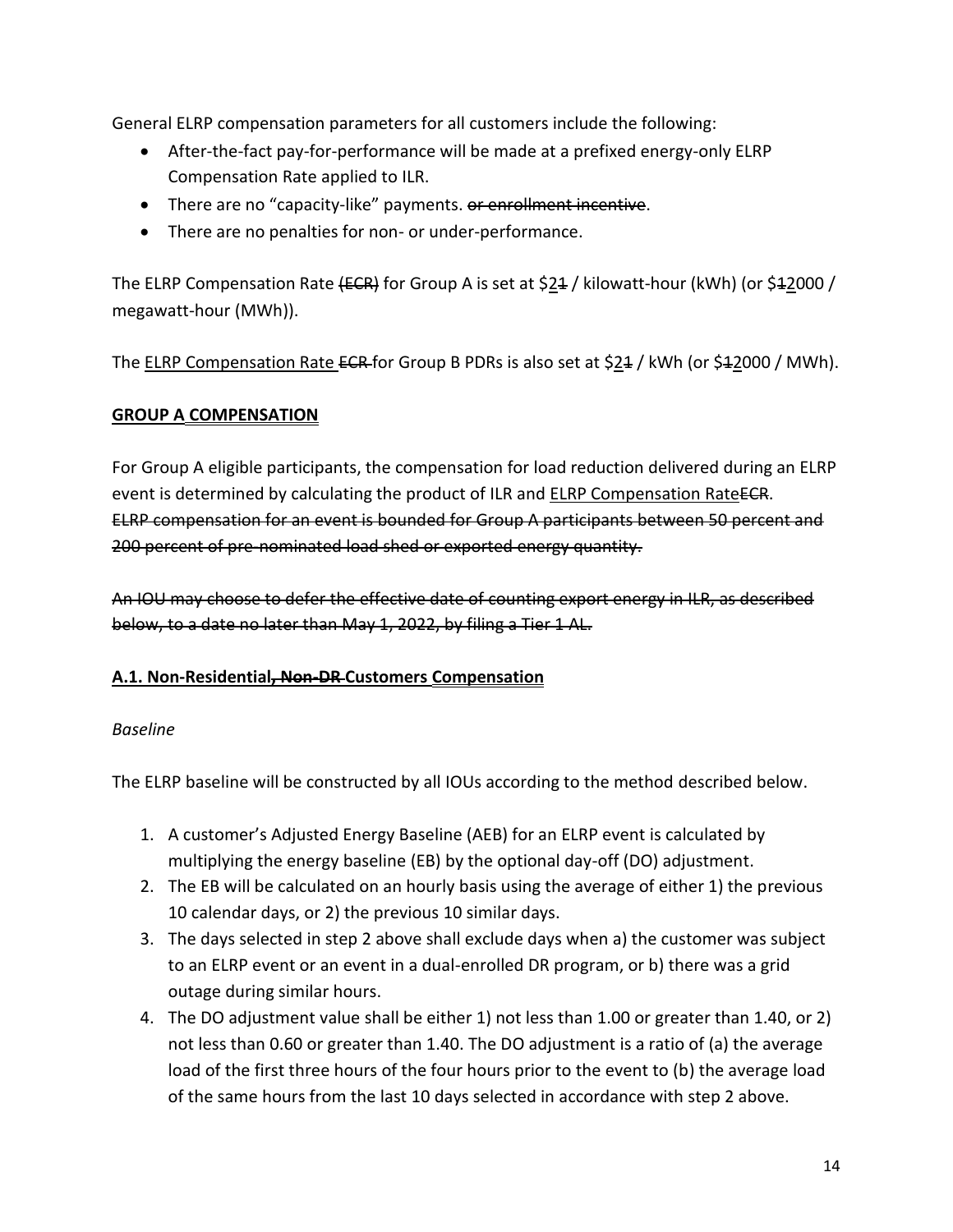General ELRP compensation parameters for all customers include the following:

- After-the-fact pay-for-performance will be made at a prefixed energy-only ELRP Compensation Rate applied to ILR.
- There are no "capacity-like" payments. ~~or enrollment incentive~~.
- There are no penalties for non- or under-performance.

The ELRP Compensation Rate ~~(ECR)~~ for Group A is set at $<u>2</u>~~1~~ / kilowatt-hour (kWh) (or $~~1~~<u>2</u>000 / megawatt-hour (MWh)).

The <u>ELRP Compensation Rate</u> ~~ECR~~ for Group B PDRs is also set at $<u>2</u>~~1~~ / kWh (or $~~1~~<u>2</u>000 / MWh).

## GROUP A <u>COMPENSATION</u>

For Group A eligible participants, the compensation for load reduction delivered during an ELRP event is determined by calculating the product of ILR and <u>ELRP Compensation Rate</u>~~ECR~~. ~~ELRP compensation for an event is bounded for Group A participants between 50 percent and 200 percent of pre-nominated load shed or exported energy quantity.~~

~~An IOU may choose to defer the effective date of counting export energy in ILR, as described below, to a date no later than May 1, 2022, by filing a Tier 1 AL.~~

### A.1. Non-Residential~~, Non-DR~~ Customers <u>Compensation</u>

*Baseline*

The ELRP baseline will be constructed by all IOUs according to the method described below.

1. A customer's Adjusted Energy Baseline (AEB) for an ELRP event is calculated by multiplying the energy baseline (EB) by the optional day-off (DO) adjustment.
2. The EB will be calculated on an hourly basis using the average of either 1) the previous 10 calendar days, or 2) the previous 10 similar days.
3. The days selected in step 2 above shall exclude days when a) the customer was subject to an ELRP event or an event in a dual-enrolled DR program, or b) there was a grid outage during similar hours.
4. The DO adjustment value shall be either 1) not less than 1.00 or greater than 1.40, or 2) not less than 0.60 or greater than 1.40. The DO adjustment is a ratio of (a) the average load of the first three hours of the four hours prior to the event to (b) the average load of the same hours from the last 10 days selected in accordance with step 2 above.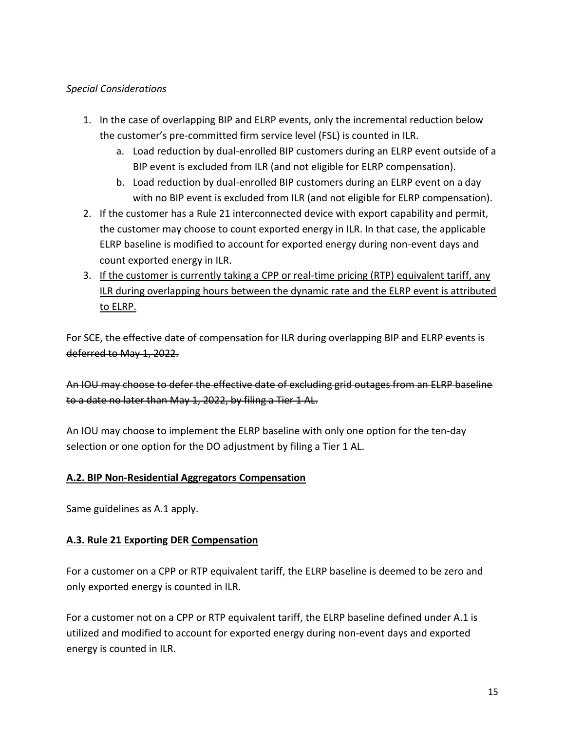*Special Considerations*

1. In the case of overlapping BIP and ELRP events, only the incremental reduction below the customer's pre-committed firm service level (FSL) is counted in ILR.
    a. Load reduction by dual-enrolled BIP customers during an ELRP event outside of a BIP event is excluded from ILR (and not eligible for ELRP compensation).
    b. Load reduction by dual-enrolled BIP customers during an ELRP event on a day with no BIP event is excluded from ILR (and not eligible for ELRP compensation).
2. If the customer has a Rule 21 interconnected device with export capability and permit, the customer may choose to count exported energy in ILR. In that case, the applicable ELRP baseline is modified to account for exported energy during non-event days and count exported energy in ILR.
3. <u>If the customer is currently taking a CPP or real-time pricing (RTP) equivalent tariff, any ILR during overlapping hours between the dynamic rate and the ELRP event is attributed to ELRP.</u>

~~For SCE, the effective date of compensation for ILR during overlapping BIP and ELRP events is deferred to May 1, 2022.~~

~~An IOU may choose to defer the effective date of excluding grid outages from an ELRP baseline to a date no later than May 1, 2022, by filing a Tier 1 AL.~~

An IOU may choose to implement the ELRP baseline with only one option for the ten-day selection or one option for the DO adjustment by filing a Tier 1 AL.

**<u>A.2. BIP Non-Residential Aggregators Compensation</u>**

Same guidelines as A.1 apply.

**<u>A.3. Rule 21 Exporting DER Compensation</u>**

For a customer on a CPP or RTP equivalent tariff, the ELRP baseline is deemed to be zero and only exported energy is counted in ILR.

For a customer not on a CPP or RTP equivalent tariff, the ELRP baseline defined under A.1 is utilized and modified to account for exported energy during non-event days and exported energy is counted in ILR.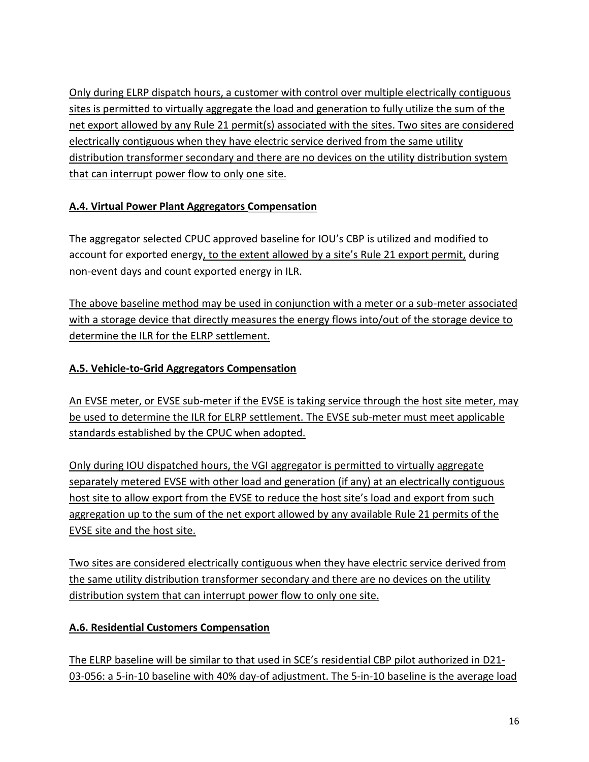Only during ELRP dispatch hours, a customer with control over multiple electrically contiguous sites is permitted to virtually aggregate the load and generation to fully utilize the sum of the net export allowed by any Rule 21 permit(s) associated with the sites. Two sites are considered electrically contiguous when they have electric service derived from the same utility distribution transformer secondary and there are no devices on the utility distribution system that can interrupt power flow to only one site.

**A.4. Virtual Power Plant Aggregators Compensation**

The aggregator selected CPUC approved baseline for IOU's CBP is utilized and modified to account for exported energy, to the extent allowed by a site's Rule 21 export permit, during non-event days and count exported energy in ILR.

The above baseline method may be used in conjunction with a meter or a sub-meter associated with a storage device that directly measures the energy flows into/out of the storage device to determine the ILR for the ELRP settlement.

**A.5. Vehicle-to-Grid Aggregators Compensation**

An EVSE meter, or EVSE sub-meter if the EVSE is taking service through the host site meter, may be used to determine the ILR for ELRP settlement. The EVSE sub-meter must meet applicable standards established by the CPUC when adopted.

Only during IOU dispatched hours, the VGI aggregator is permitted to virtually aggregate separately metered EVSE with other load and generation (if any) at an electrically contiguous host site to allow export from the EVSE to reduce the host site's load and export from such aggregation up to the sum of the net export allowed by any available Rule 21 permits of the EVSE site and the host site.

Two sites are considered electrically contiguous when they have electric service derived from the same utility distribution transformer secondary and there are no devices on the utility distribution system that can interrupt power flow to only one site.

**A.6. Residential Customers Compensation**

The ELRP baseline will be similar to that used in SCE's residential CBP pilot authorized in D21-03-056: a 5-in-10 baseline with 40% day-of adjustment. The 5-in-10 baseline is the average load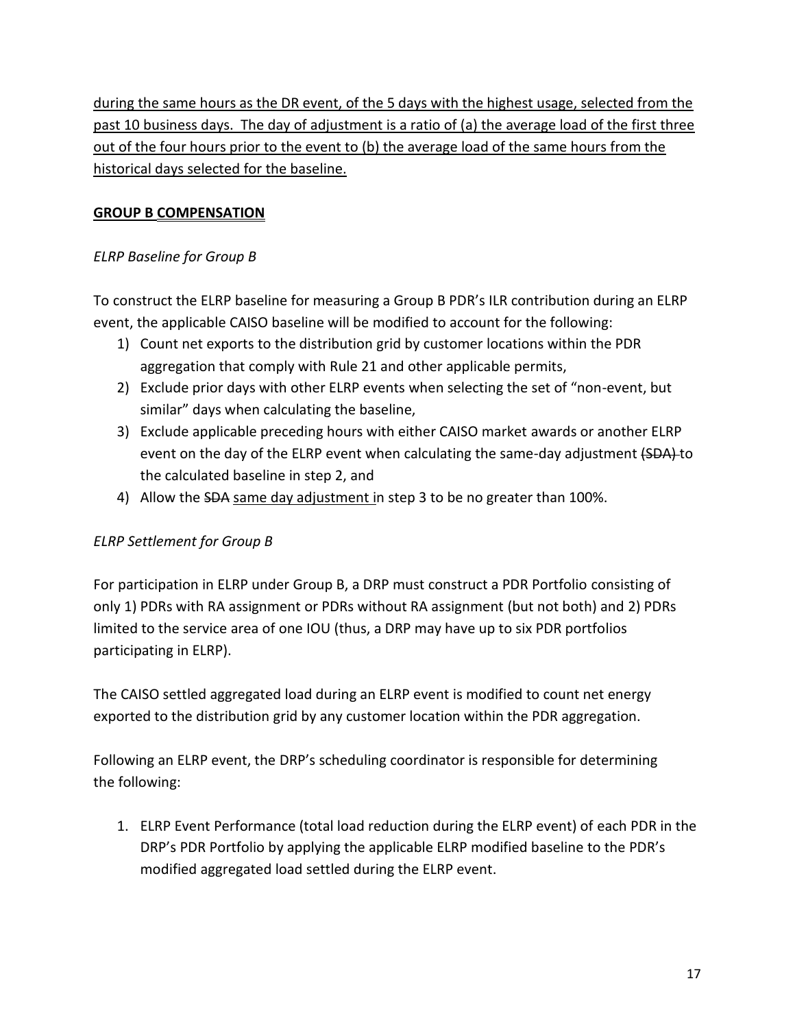<u>during the same hours as the DR event, of the 5 days with the highest usage, selected from the past 10 business days. The day of adjustment is a ratio of (a) the average load of the first three out of the four hours prior to the event to (b) the average load of the same hours from the historical days selected for the baseline.</u>

**GROUP B <u>COMPENSATION</u>**

*ELRP Baseline for Group B*

To construct the ELRP baseline for measuring a Group B PDR's ILR contribution during an ELRP event, the applicable CAISO baseline will be modified to account for the following:

1) Count net exports to the distribution grid by customer locations within the PDR aggregation that comply with Rule 21 and other applicable permits,
2) Exclude prior days with other ELRP events when selecting the set of "non-event, but similar" days when calculating the baseline,
3) Exclude applicable preceding hours with either CAISO market awards or another ELRP event on the day of the ELRP event when calculating the same-day adjustment ~~(SDA)~~ to the calculated baseline in step 2, and
4) Allow the ~~SDA~~ <u>same day adjustment</u> in step 3 to be no greater than 100%.

*ELRP Settlement for Group B*

For participation in ELRP under Group B, a DRP must construct a PDR Portfolio consisting of only 1) PDRs with RA assignment or PDRs without RA assignment (but not both) and 2) PDRs limited to the service area of one IOU (thus, a DRP may have up to six PDR portfolios participating in ELRP).

The CAISO settled aggregated load during an ELRP event is modified to count net energy exported to the distribution grid by any customer location within the PDR aggregation.

Following an ELRP event, the DRP's scheduling coordinator is responsible for determining the following:

1. ELRP Event Performance (total load reduction during the ELRP event) of each PDR in the DRP's PDR Portfolio by applying the applicable ELRP modified baseline to the PDR's modified aggregated load settled during the ELRP event.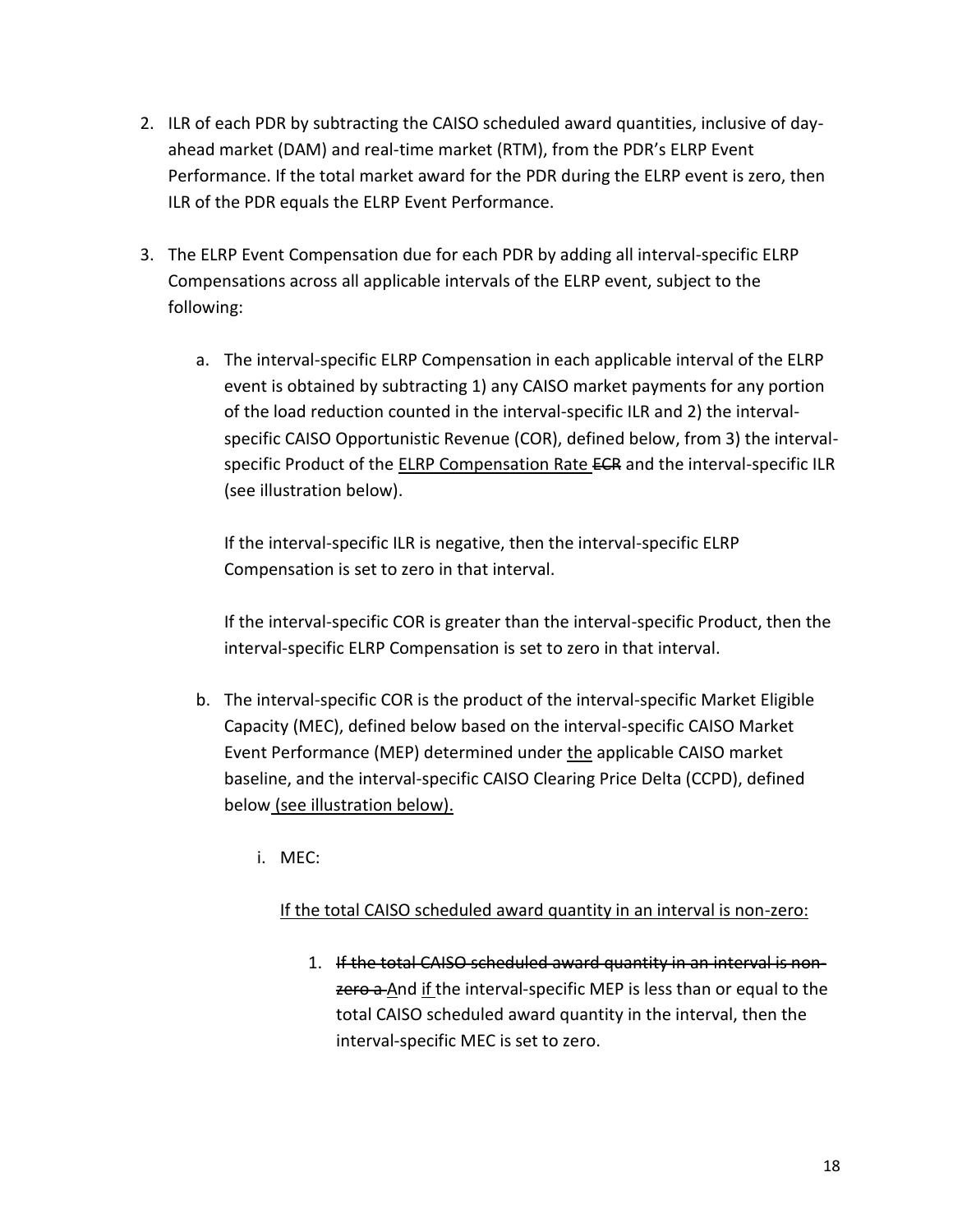2. ILR of each PDR by subtracting the CAISO scheduled award quantities, inclusive of day-ahead market (DAM) and real-time market (RTM), from the PDR's ELRP Event Performance. If the total market award for the PDR during the ELRP event is zero, then ILR of the PDR equals the ELRP Event Performance.

3. The ELRP Event Compensation due for each PDR by adding all interval-specific ELRP Compensations across all applicable intervals of the ELRP event, subject to the following:

   a. The interval-specific ELRP Compensation in each applicable interval of the ELRP event is obtained by subtracting 1) any CAISO market payments for any portion of the load reduction counted in the interval-specific ILR and 2) the interval-specific CAISO Opportunistic Revenue (COR), defined below, from 3) the interval-specific Product of the <u>ELRP Compensation Rate</u> ~~ECR~~ and the interval-specific ILR (see illustration below).

      If the interval-specific ILR is negative, then the interval-specific ELRP Compensation is set to zero in that interval.

      If the interval-specific COR is greater than the interval-specific Product, then the interval-specific ELRP Compensation is set to zero in that interval.

   b. The interval-specific COR is the product of the interval-specific Market Eligible Capacity (MEC), defined below based on the interval-specific CAISO Market Event Performance (MEP) determined under <u>the</u> applicable CAISO market baseline, and the interval-specific CAISO Clearing Price Delta (CCPD), defined below <u>(see illustration below).</u>

      i. MEC:

         <u>If the total CAISO scheduled award quantity in an interval is non-zero:</u>

         1. ~~If the total CAISO scheduled award quantity in an interval is non-zero a~~ <u>A</u>nd <u>if</u> the interval-specific MEP is less than or equal to the total CAISO scheduled award quantity in the interval, then the interval-specific MEC is set to zero.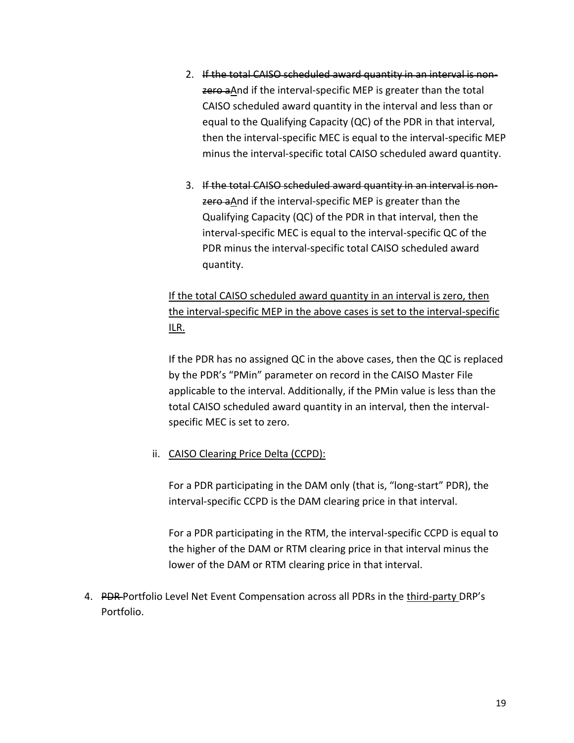2. ~~If the total CAISO scheduled award quantity in an interval is non-zero a~~<u>A</u>nd if the interval-specific MEP is greater than the total CAISO scheduled award quantity in the interval and less than or equal to the Qualifying Capacity (QC) of the PDR in that interval, then the interval-specific MEC is equal to the interval-specific MEP minus the interval-specific total CAISO scheduled award quantity.

3. ~~If the total CAISO scheduled award quantity in an interval is non-zero a~~<u>A</u>nd if the interval-specific MEP is greater than the Qualifying Capacity (QC) of the PDR in that interval, then the interval-specific MEC is equal to the interval-specific QC of the PDR minus the interval-specific total CAISO scheduled award quantity.

<u>If the total CAISO scheduled award quantity in an interval is zero, then the interval-specific MEP in the above cases is set to the interval-specific ILR.</u>

If the PDR has no assigned QC in the above cases, then the QC is replaced by the PDR's "PMin" parameter on record in the CAISO Master File applicable to the interval. Additionally, if the PMin value is less than the total CAISO scheduled award quantity in an interval, then the interval-specific MEC is set to zero.

ii. <u>CAISO Clearing Price Delta (CCPD):</u>

For a PDR participating in the DAM only (that is, "long-start" PDR), the interval-specific CCPD is the DAM clearing price in that interval.

For a PDR participating in the RTM, the interval-specific CCPD is equal to the higher of the DAM or RTM clearing price in that interval minus the lower of the DAM or RTM clearing price in that interval.

4. ~~PDR~~ Portfolio Level Net Event Compensation across all PDRs in the <u>third-party</u> DRP's Portfolio.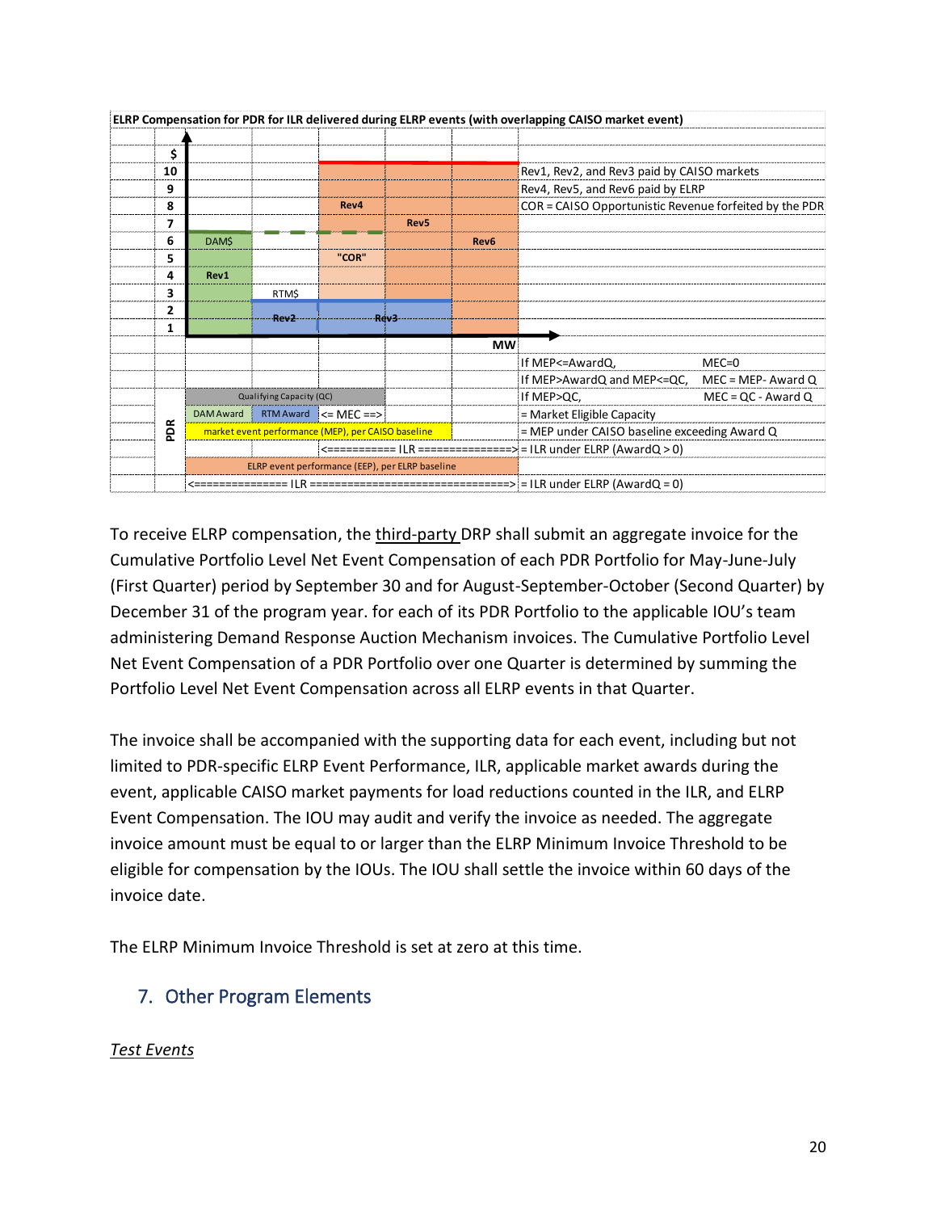**ELRP Compensation for PDR for ILR delivered during ELRP events (with overlapping CAISO market event)**

| $ | | | | | | |
|---|---|---|---|---|---|---|
| 10 | | | | | | Rev1, Rev2, and Rev3 paid by CAISO markets |
| 9 | | | | | | Rev4, Rev5, and Rev6 paid by ELRP |
| 8 | | | Rev4 | | | COR = CAISO Opportunistic Revenue forfeited by the PDR |
| 7 | | | | Rev5 | | |
| 6 | DAM$ | | | | Rev6 | |
| 5 | | | "COR" | | | |
| 4 | Rev1 | | | | | |
| 3 | | RTM$ | | | | |
| 2 | | Rev2 | | Rev3 | | |
| 1 | | | | | | |
| | | | | | MW | |

| | | | | | |
|---|---|---|---|---|---|
| If MEP<=AwardQ, | MEC=0 |
| If MEP>AwardQ and MEP<=QC, | MEC = MEP- Award Q |
| If MEP>QC, | MEC = QC - Award Q |

| PDR | | |
|---|---|---|
| Qualifying Capacity (QC) | | |
| DAM Award \| RTM Award \| <= MEC ==> | | = Market Eligible Capacity |
| market event performance (MEP), per CAISO baseline | | = MEP under CAISO baseline exceeding Award Q |
| <=========== ILR ===============> | | = ILR under ELRP (AwardQ > 0) |
| ELRP event performance (EEP), per ELRP baseline | | |
| <=============== ILR ===============================> | | = ILR under ELRP (AwardQ = 0) |

To receive ELRP compensation, the third-party DRP shall submit an aggregate invoice for the Cumulative Portfolio Level Net Event Compensation of each PDR Portfolio for May-June-July (First Quarter) period by September 30 and for August-September-October (Second Quarter) by December 31 of the program year. for each of its PDR Portfolio to the applicable IOU's team administering Demand Response Auction Mechanism invoices. The Cumulative Portfolio Level Net Event Compensation of a PDR Portfolio over one Quarter is determined by summing the Portfolio Level Net Event Compensation across all ELRP events in that Quarter.

The invoice shall be accompanied with the supporting data for each event, including but not limited to PDR-specific ELRP Event Performance, ILR, applicable market awards during the event, applicable CAISO market payments for load reductions counted in the ILR, and ELRP Event Compensation. The IOU may audit and verify the invoice as needed. The aggregate invoice amount must be equal to or larger than the ELRP Minimum Invoice Threshold to be eligible for compensation by the IOUs. The IOU shall settle the invoice within 60 days of the invoice date.

The ELRP Minimum Invoice Threshold is set at zero at this time.

## 7. Other Program Elements

*Test Events*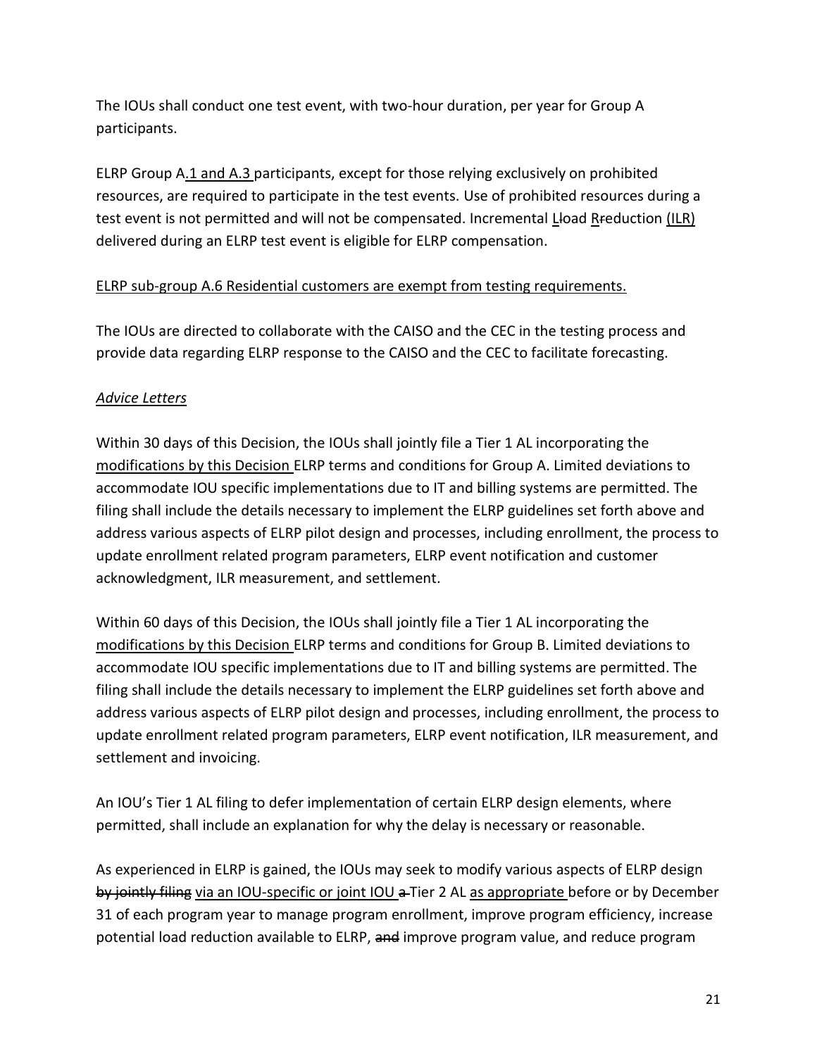The IOUs shall conduct one test event, with two-hour duration, per year for Group A participants.

ELRP Group A<u>.1 and A.3</u> participants, except for those relying exclusively on prohibited resources, are required to participate in the test events. Use of prohibited resources during a test event is not permitted and will not be compensated. Incremental <u>L</u>~~l~~oad <u>R</u>~~r~~eduction <u>(ILR)</u> delivered during an ELRP test event is eligible for ELRP compensation.

<u>ELRP sub-group A.6 Residential customers are exempt from testing requirements.</u>

The IOUs are directed to collaborate with the CAISO and the CEC in the testing process and provide data regarding ELRP response to the CAISO and the CEC to facilitate forecasting.

<u>*Advice Letters*</u>

Within 30 days of this Decision, the IOUs shall jointly file a Tier 1 AL incorporating the <u>modifications by this Decision</u> ELRP terms and conditions for Group A. Limited deviations to accommodate IOU specific implementations due to IT and billing systems are permitted. The filing shall include the details necessary to implement the ELRP guidelines set forth above and address various aspects of ELRP pilot design and processes, including enrollment, the process to update enrollment related program parameters, ELRP event notification and customer acknowledgment, ILR measurement, and settlement.

Within 60 days of this Decision, the IOUs shall jointly file a Tier 1 AL incorporating the <u>modifications by this Decision</u> ELRP terms and conditions for Group B. Limited deviations to accommodate IOU specific implementations due to IT and billing systems are permitted. The filing shall include the details necessary to implement the ELRP guidelines set forth above and address various aspects of ELRP pilot design and processes, including enrollment, the process to update enrollment related program parameters, ELRP event notification, ILR measurement, and settlement and invoicing.

An IOU's Tier 1 AL filing to defer implementation of certain ELRP design elements, where permitted, shall include an explanation for why the delay is necessary or reasonable.

As experienced in ELRP is gained, the IOUs may seek to modify various aspects of ELRP design ~~by jointly filing~~ <u>via an IOU-specific or joint IOU</u> ~~a~~ Tier 2 AL <u>as appropriate</u> before or by December 31 of each program year to manage program enrollment, improve program efficiency, increase potential load reduction available to ELRP, ~~and~~ improve program value, and reduce program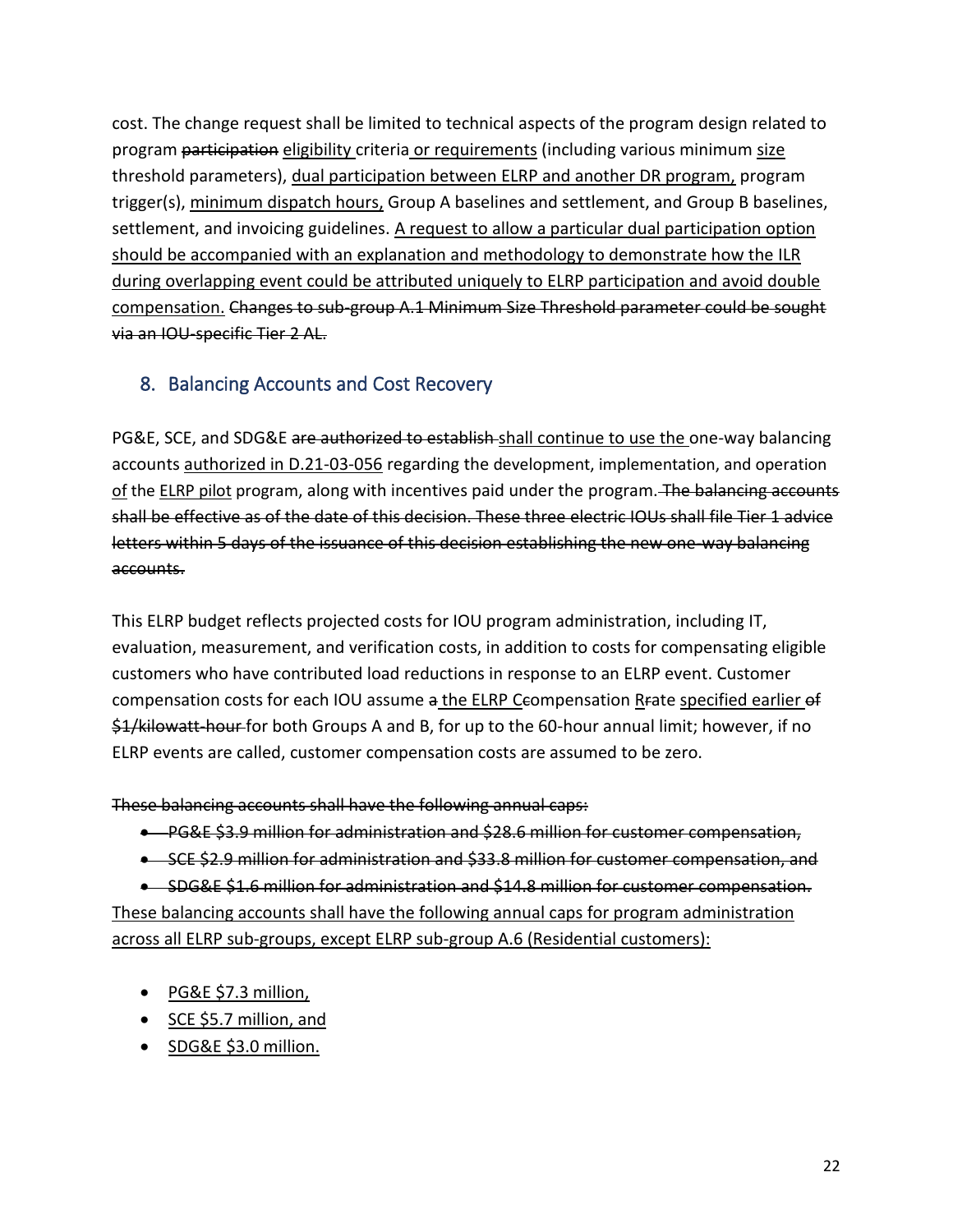cost. The change request shall be limited to technical aspects of the program design related to program ~~participation~~ <u>eligibility</u> criteria <u>or requirements</u> (including various minimum <u>size</u> threshold parameters), <u>dual participation between ELRP and another DR program,</u> program trigger(s), <u>minimum dispatch hours,</u> Group A baselines and settlement, and Group B baselines, settlement, and invoicing guidelines. <u>A request to allow a particular dual participation option should be accompanied with an explanation and methodology to demonstrate how the ILR during overlapping event could be attributed uniquely to ELRP participation and avoid double compensation.</u> ~~Changes to sub-group A.1 Minimum Size Threshold parameter could be sought via an IOU-specific Tier 2 AL.~~

## 8. Balancing Accounts and Cost Recovery

PG&E, SCE, and SDG&E ~~are authorized to establish~~ <u>shall continue to use the</u> one-way balancing accounts <u>authorized in D.21-03-056</u> regarding the development, implementation, and operation <u>of</u> the <u>ELRP pilot</u> program, along with incentives paid under the program. ~~The balancing accounts shall be effective as of the date of this decision. These three electric IOUs shall file Tier 1 advice letters within 5 days of the issuance of this decision establishing the new one-way balancing accounts.~~

This ELRP budget reflects projected costs for IOU program administration, including IT, evaluation, measurement, and verification costs, in addition to costs for compensating eligible customers who have contributed load reductions in response to an ELRP event. Customer compensation costs for each IOU assume ~~a~~ <u>the ELRP C</u>~~c~~ompensation <u>R</u>~~r~~ate <u>specified earlier</u> ~~of $1/kilowatt-hour~~ for both Groups A and B, for up to the 60-hour annual limit; however, if no ELRP events are called, customer compensation costs are assumed to be zero.

~~These balancing accounts shall have the following annual caps:~~

- ~~PG&E $3.9 million for administration and $28.6 million for customer compensation,~~
- ~~SCE $2.9 million for administration and $33.8 million for customer compensation, and~~
- ~~SDG&E $1.6 million for administration and $14.8 million for customer compensation.~~

<u>These balancing accounts shall have the following annual caps for program administration across all ELRP sub-groups, except ELRP sub-group A.6 (Residential customers):</u>

- <u>PG&E $7.3 million,</u>
- <u>SCE $5.7 million, and</u>
- <u>SDG&E $3.0 million.</u>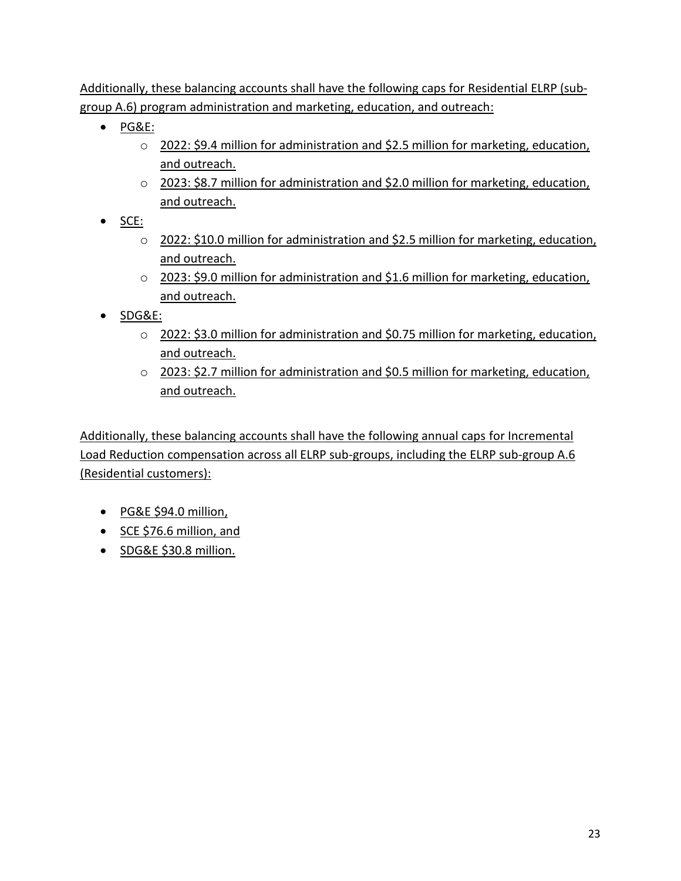Additionally, these balancing accounts shall have the following caps for Residential ELRP (sub-group A.6) program administration and marketing, education, and outreach:

- PG&E:
  - 2022: $9.4 million for administration and $2.5 million for marketing, education, and outreach.
  - 2023: $8.7 million for administration and $2.0 million for marketing, education, and outreach.
- SCE:
  - 2022: $10.0 million for administration and $2.5 million for marketing, education, and outreach.
  - 2023: $9.0 million for administration and $1.6 million for marketing, education, and outreach.
- SDG&E:
  - 2022: $3.0 million for administration and $0.75 million for marketing, education, and outreach.
  - 2023: $2.7 million for administration and $0.5 million for marketing, education, and outreach.

Additionally, these balancing accounts shall have the following annual caps for Incremental Load Reduction compensation across all ELRP sub-groups, including the ELRP sub-group A.6 (Residential customers):

- PG&E $94.0 million,
- SCE $76.6 million, and
- SDG&E $30.8 million.